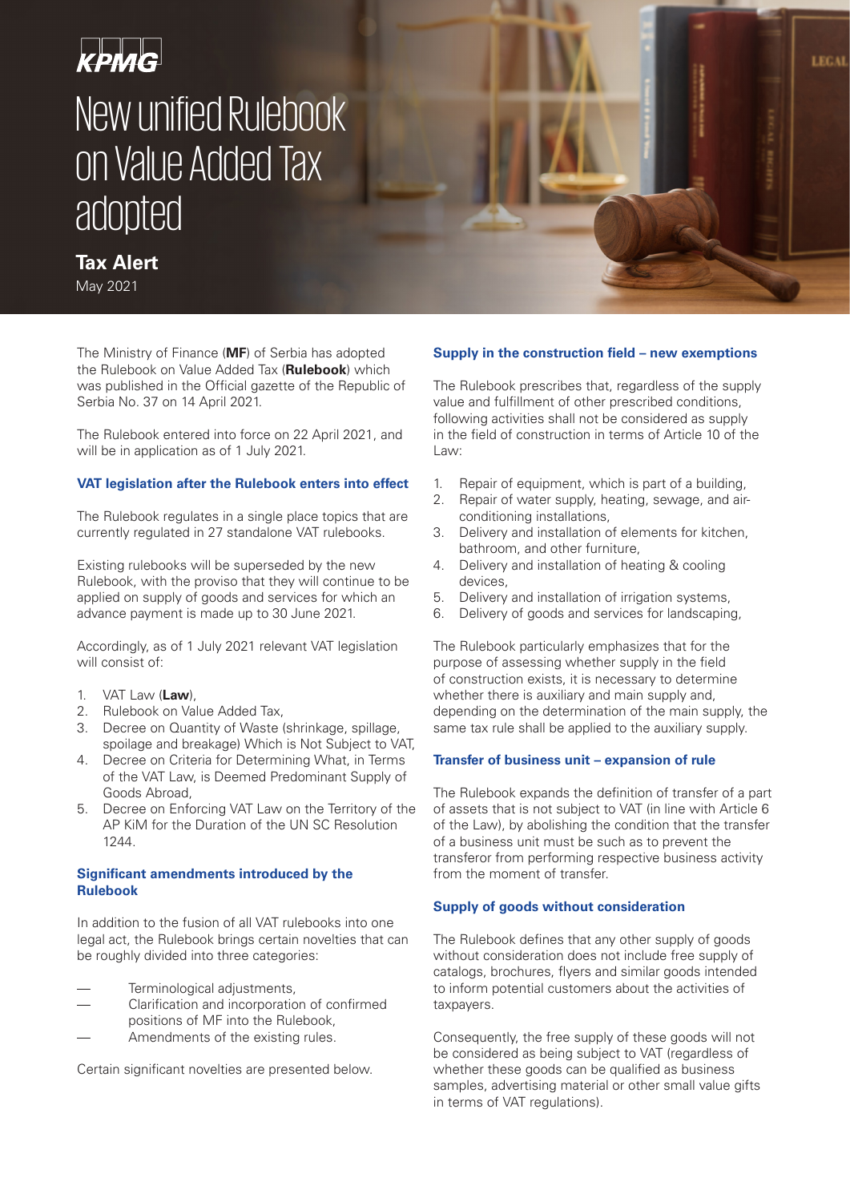KPMG

# New unified Rulebook on Value Added Tax adopted

**Tax Alert**

May 2021

The Ministry of Finance (**MF**) of Serbia has adopted the Rulebook on Value Added Tax (**Rulebook**) which was published in the Official gazette of the Republic of Serbia No. 37 on 14 April 2021.

The Rulebook entered into force on 22 April 2021, and will be in application as of 1 July 2021.

## VAT legislation after the Rulebook enters into effect

The Rulebook regulates in a single place topics that are currently regulated in 27 standalone VAT rulebooks.

Existing rulebooks will be superseded by the new Rulebook, with the proviso that they will continue to be applied on supply of goods and services for which an advance payment is made up to 30 June 2021.

Accordingly, as of 1 July 2021 relevant VAT legislation will consist of:

1. VAT Law (**Law**),
2. Rulebook on Value Added Tax,
3. Decree on Quantity of Waste (shrinkage, spillage, spoilage and breakage) Which is Not Subject to VAT,
4. Decree on Criteria for Determining What, in Terms of the VAT Law, is Deemed Predominant Supply of Goods Abroad,
5. Decree on Enforcing VAT Law on the Territory of the AP KiM for the Duration of the UN SC Resolution 1244.

## Significant amendments introduced by the Rulebook

In addition to the fusion of all VAT rulebooks into one legal act, the Rulebook brings certain novelties that can be roughly divided into three categories:

- Terminological adjustments,
- Clarification and incorporation of confirmed positions of MF into the Rulebook,
- Amendments of the existing rules.

Certain significant novelties are presented below.

## Supply in the construction field – new exemptions

The Rulebook prescribes that, regardless of the supply value and fulfillment of other prescribed conditions, following activities shall not be considered as supply in the field of construction in terms of Article 10 of the Law:

1. Repair of equipment, which is part of a building,
2. Repair of water supply, heating, sewage, and air-conditioning installations,
3. Delivery and installation of elements for kitchen, bathroom, and other furniture,
4. Delivery and installation of heating & cooling devices,
5. Delivery and installation of irrigation systems,
6. Delivery of goods and services for landscaping,

The Rulebook particularly emphasizes that for the purpose of assessing whether supply in the field of construction exists, it is necessary to determine whether there is auxiliary and main supply and, depending on the determination of the main supply, the same tax rule shall be applied to the auxiliary supply.

## Transfer of business unit – expansion of rule

The Rulebook expands the definition of transfer of a part of assets that is not subject to VAT (in line with Article 6 of the Law), by abolishing the condition that the transfer of a business unit must be such as to prevent the transferor from performing respective business activity from the moment of transfer.

## Supply of goods without consideration

The Rulebook defines that any other supply of goods without consideration does not include free supply of catalogs, brochures, flyers and similar goods intended to inform potential customers about the activities of taxpayers.

Consequently, the free supply of these goods will not be considered as being subject to VAT (regardless of whether these goods can be qualified as business samples, advertising material or other small value gifts in terms of VAT regulations).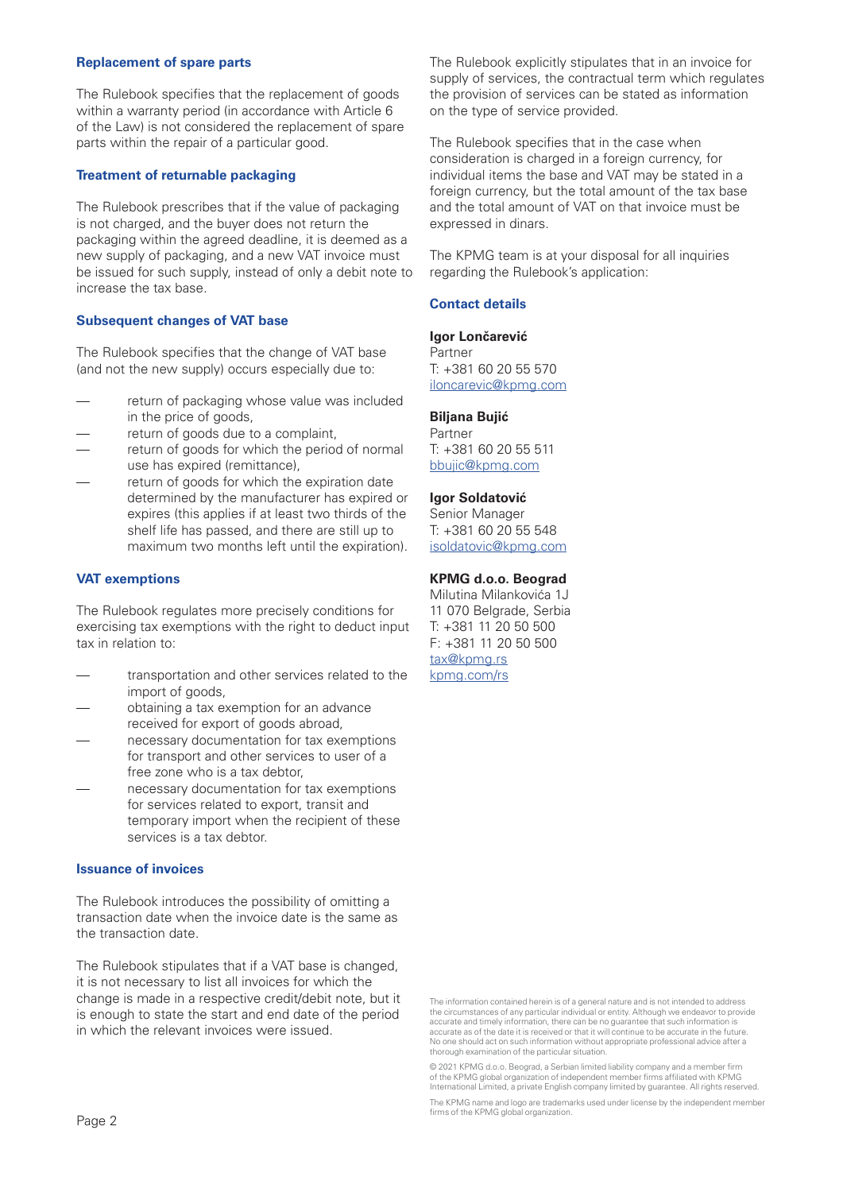### Replacement of spare parts

The Rulebook specifies that the replacement of goods within a warranty period (in accordance with Article 6 of the Law) is not considered the replacement of spare parts within the repair of a particular good.

### Treatment of returnable packaging

The Rulebook prescribes that if the value of packaging is not charged, and the buyer does not return the packaging within the agreed deadline, it is deemed as a new supply of packaging, and a new VAT invoice must be issued for such supply, instead of only a debit note to increase the tax base.

### Subsequent changes of VAT base

The Rulebook specifies that the change of VAT base (and not the new supply) occurs especially due to:

- return of packaging whose value was included in the price of goods,
- return of goods due to a complaint,
- return of goods for which the period of normal use has expired (remittance),
- return of goods for which the expiration date determined by the manufacturer has expired or expires (this applies if at least two thirds of the shelf life has passed, and there are still up to maximum two months left until the expiration).

### VAT exemptions

The Rulebook regulates more precisely conditions for exercising tax exemptions with the right to deduct input tax in relation to:

- transportation and other services related to the import of goods,
- obtaining a tax exemption for an advance received for export of goods abroad,
- necessary documentation for tax exemptions for transport and other services to user of a free zone who is a tax debtor,
- necessary documentation for tax exemptions for services related to export, transit and temporary import when the recipient of these services is a tax debtor.

### Issuance of invoices

The Rulebook introduces the possibility of omitting a transaction date when the invoice date is the same as the transaction date.

The Rulebook stipulates that if a VAT base is changed, it is not necessary to list all invoices for which the change is made in a respective credit/debit note, but it is enough to state the start and end date of the period in which the relevant invoices were issued.

The Rulebook explicitly stipulates that in an invoice for supply of services, the contractual term which regulates the provision of services can be stated as information on the type of service provided.

The Rulebook specifies that in the case when consideration is charged in a foreign currency, for individual items the base and VAT may be stated in a foreign currency, but the total amount of the tax base and the total amount of VAT on that invoice must be expressed in dinars.

The KPMG team is at your disposal for all inquiries regarding the Rulebook's application:

### Contact details

**Igor Lončarević**
Partner
T: +381 60 20 55 570
iloncarevic@kpmg.com

**Biljana Bujić**
Partner
T: +381 60 20 55 511
bbujic@kpmg.com

**Igor Soldatović**
Senior Manager
T: +381 60 20 55 548
isoldatovic@kpmg.com

**KPMG d.o.o. Beograd**
Milutina Milankovića 1J
11 070 Belgrade, Serbia
T: +381 11 20 50 500
F: +381 11 20 50 500
tax@kpmg.rs
kpmg.com/rs

The information contained herein is of a general nature and is not intended to address the circumstances of any particular individual or entity. Although we endeavor to provide accurate and timely information, there can be no guarantee that such information is accurate as of the date it is received or that it will continue to be accurate in the future. No one should act on such information without appropriate professional advice after a thorough examination of the particular situation.

© 2021 KPMG d.o.o. Beograd, a Serbian limited liability company and a member firm of the KPMG global organization of independent member firms affiliated with KPMG International Limited, a private English company limited by guarantee. All rights reserved.

The KPMG name and logo are trademarks used under license by the independent member firms of the KPMG global organization.